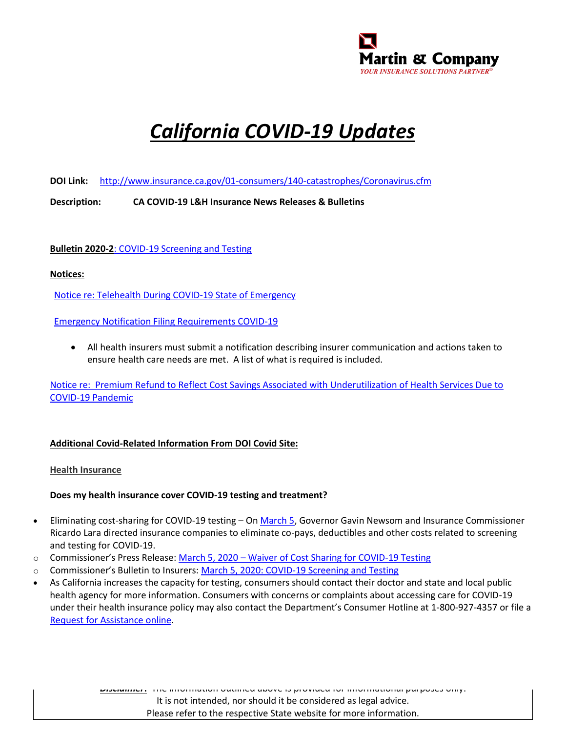Martin & Company

*YOUR INSURANCE SOLUTIONS PARTNER®*

# *California COVID-19 Updates*

**DOI Link:** http://www.insurance.ca.gov/01-consumers/140-catastrophes/Coronavirus.cfm

**Description:** **CA COVID-19 L&H Insurance News Releases & Bulletins**

**Bulletin 2020-2**: COVID-19 Screening and Testing

**Notices:**

Notice re: Telehealth During COVID-19 State of Emergency

Emergency Notification Filing Requirements COVID-19

- All health insurers must submit a notification describing insurer communication and actions taken to ensure health care needs are met. A list of what is required is included.

Notice re: Premium Refund to Reflect Cost Savings Associated with Underutilization of Health Services Due to COVID-19 Pandemic

**Additional Covid-Related Information From DOI Covid Site:**

Health Insurance

**Does my health insurance cover COVID-19 testing and treatment?**

- Eliminating cost-sharing for COVID-19 testing – On March 5, Governor Gavin Newsom and Insurance Commissioner Ricardo Lara directed insurance companies to eliminate co-pays, deductibles and other costs related to screening and testing for COVID-19.
  - Commissioner's Press Release: March 5, 2020 – Waiver of Cost Sharing for COVID-19 Testing
  - Commissioner's Bulletin to Insurers: March 5, 2020: COVID-19 Screening and Testing
- As California increases the capacity for testing, consumers should contact their doctor and state and local public health agency for more information. Consumers with concerns or complaints about accessing care for COVID-19 under their health insurance policy may also contact the Department's Consumer Hotline at 1-800-927-4357 or file a Request for Assistance online.

***Disclaimer:*** The information outlined above is provided for informational purposes only.
It is not intended, nor should it be considered as legal advice.
Please refer to the respective State website for more information.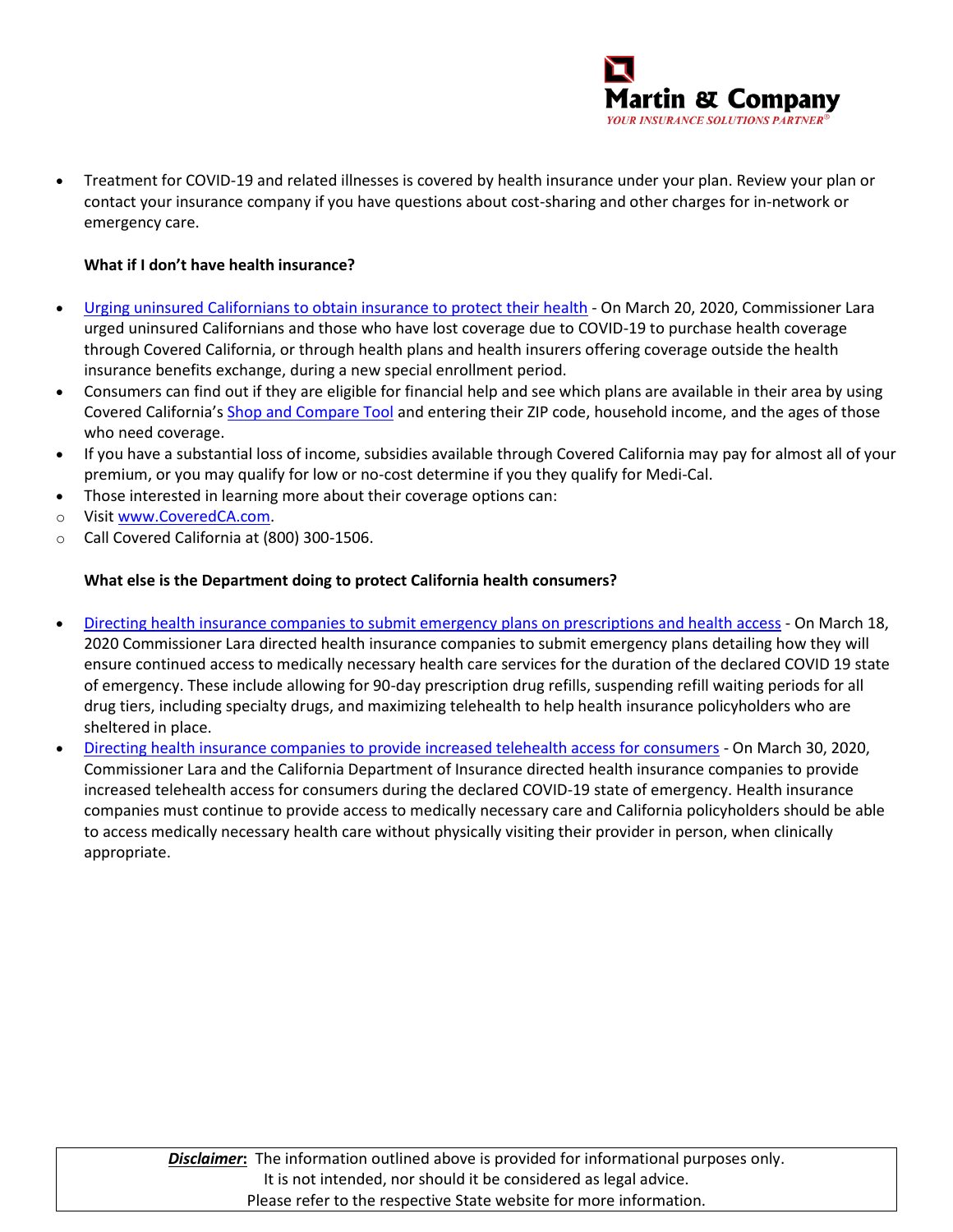- Treatment for COVID-19 and related illnesses is covered by health insurance under your plan. Review your plan or contact your insurance company if you have questions about cost-sharing and other charges for in-network or emergency care.

**What if I don't have health insurance?**

- Urging uninsured Californians to obtain insurance to protect their health - On March 20, 2020, Commissioner Lara urged uninsured Californians and those who have lost coverage due to COVID-19 to purchase health coverage through Covered California, or through health plans and health insurers offering coverage outside the health insurance benefits exchange, during a new special enrollment period.
- Consumers can find out if they are eligible for financial help and see which plans are available in their area by using Covered California's Shop and Compare Tool and entering their ZIP code, household income, and the ages of those who need coverage.
- If you have a substantial loss of income, subsidies available through Covered California may pay for almost all of your premium, or you may qualify for low or no-cost determine if you they qualify for Medi-Cal.
- Those interested in learning more about their coverage options can:
  - Visit www.CoveredCA.com.
  - Call Covered California at (800) 300-1506.

**What else is the Department doing to protect California health consumers?**

- Directing health insurance companies to submit emergency plans on prescriptions and health access - On March 18, 2020 Commissioner Lara directed health insurance companies to submit emergency plans detailing how they will ensure continued access to medically necessary health care services for the duration of the declared COVID 19 state of emergency. These include allowing for 90-day prescription drug refills, suspending refill waiting periods for all drug tiers, including specialty drugs, and maximizing telehealth to help health insurance policyholders who are sheltered in place.
- Directing health insurance companies to provide increased telehealth access for consumers - On March 30, 2020, Commissioner Lara and the California Department of Insurance directed health insurance companies to provide increased telehealth access for consumers during the declared COVID-19 state of emergency. Health insurance companies must continue to provide access to medically necessary care and California policyholders should be able to access medically necessary health care without physically visiting their provider in person, when clinically appropriate.

***Disclaimer*:** The information outlined above is provided for informational purposes only.
It is not intended, nor should it be considered as legal advice.
Please refer to the respective State website for more information.